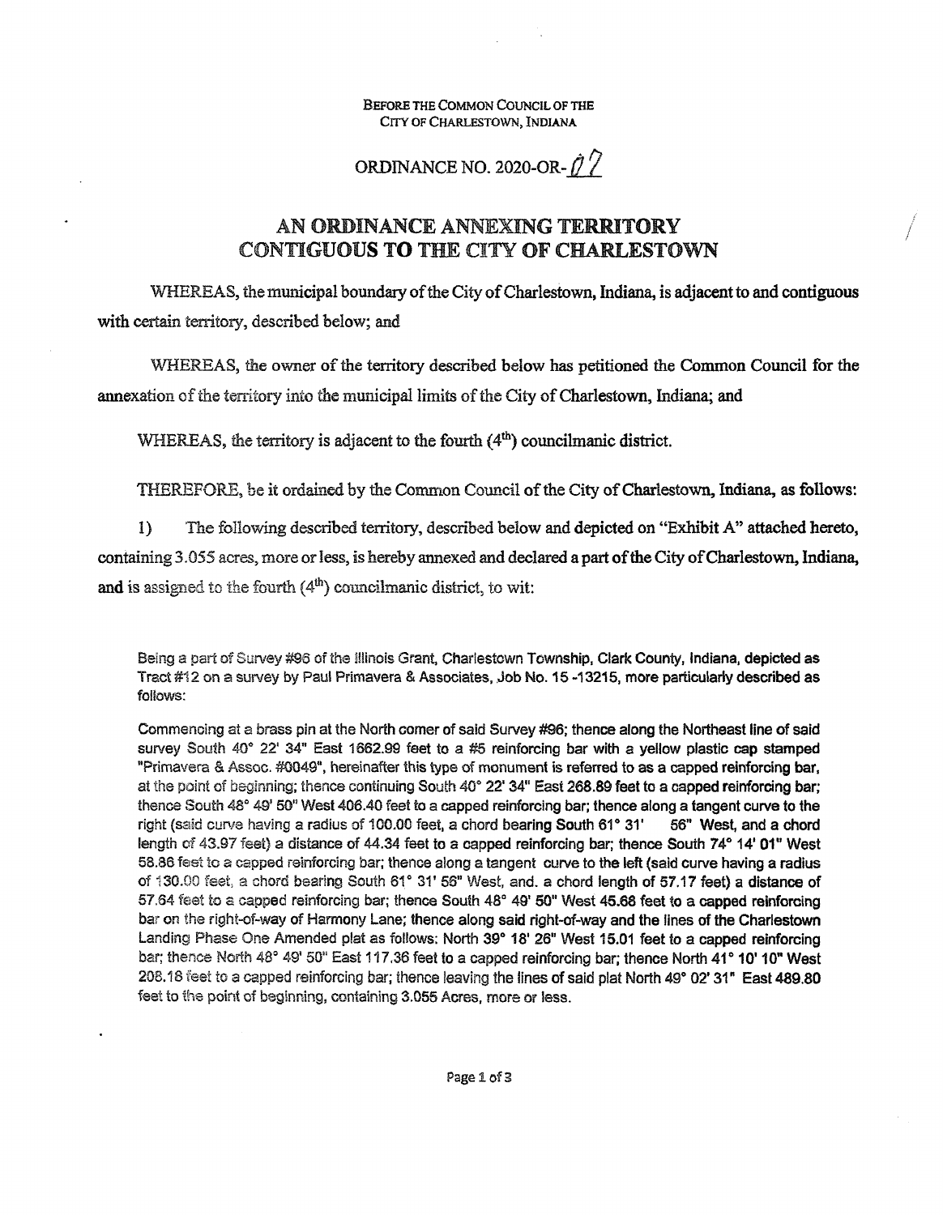BEFORE THE COMMON COUNCIL OF THE
CITY OF CHARLESTOWN, INDIANA

ORDINANCE NO. 2020-OR-07

# AN ORDINANCE ANNEXING TERRITORY CONTIGUOUS TO THE CITY OF CHARLESTOWN

WHEREAS, the municipal boundary of the City of Charlestown, Indiana, is adjacent to and contiguous with certain territory, described below; and

WHEREAS, the owner of the territory described below has petitioned the Common Council for the annexation of the territory into the municipal limits of the City of Charlestown, Indiana; and

WHEREAS, the territory is adjacent to the fourth (4th) councilmanic district.

THEREFORE, be it ordained by the Common Council of the City of Charlestown, Indiana, as follows:

1) The following described territory, described below and depicted on "Exhibit A" attached hereto, containing 3.055 acres, more or less, is hereby annexed and declared a part of the City of Charlestown, Indiana, and is assigned to the fourth (4th) councilmanic district, to wit:

Being a part of Survey #96 of the Illinois Grant, Charlestown Township, Clark County, Indiana, depicted as Tract #12 on a survey by Paul Primavera & Associates, Job No. 15 -13215, more particularly described as follows:

Commencing at a brass pin at the North comer of said Survey #96; thence along the Northeast line of said survey South 40° 22' 34" East 1662.99 feet to a #5 reinforcing bar with a yellow plastic cap stamped "Primavera & Assoc. #0049", hereinafter this type of monument is referred to as a capped reinforcing bar, at the point of beginning; thence continuing South 40° 22' 34" East 268.89 feet to a capped reinforcing bar; thence South 48° 49' 50" West 406.40 feet to a capped reinforcing bar; thence along a tangent curve to the right (said curve having a radius of 100.00 feet, a chord bearing South 61° 31' 56" West, and a chord length of 43.97 feet) a distance of 44.34 feet to a capped reinforcing bar; thence South 74° 14' 01" West 58.86 feet to a capped reinforcing bar; thence along a tangent curve to the left (said curve having a radius of 130.00 feet, a chord bearing South 61° 31' 56" West, and. a chord length of 57.17 feet) a distance of 57.64 feet to a capped reinforcing bar; thence South 48° 49' 50" West 45.68 feet to a capped reinforcing bar on the right-of-way of Harmony Lane; thence along said right-of-way and the lines of the Charlestown Landing Phase One Amended plat as follows: North 39° 18' 26" West 15.01 feet to a capped reinforcing bar; thence North 48° 49' 50" East 117.36 feet to a capped reinforcing bar; thence North 41° 10' 10" West 208.18 feet to a capped reinforcing bar; thence leaving the lines of said plat North 49° 02' 31" East 489.80 feet to the point of beginning, containing 3.055 Acres, more or less.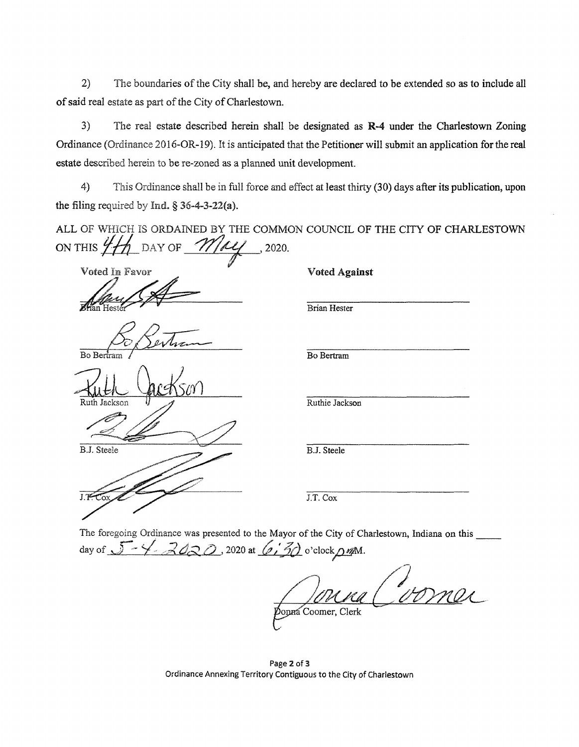2) The boundaries of the City shall be, and hereby are declared to be extended so as to include all of said real estate as part of the City of Charlestown.

3) The real estate described herein shall be designated as **R-4** under the Charlestown Zoning Ordinance (Ordinance 2016-OR-19). It is anticipated that the Petitioner will submit an application for the real estate described herein to be re-zoned as a planned unit development.

4) This Ordinance shall be in full force and effect at least thirty (30) days after its publication, upon the filing required by Ind. § 36-4-3-22(a).

ALL OF WHICH IS ORDAINED BY THE COMMON COUNCIL OF THE CITY OF CHARLESTOWN ON THIS 4th DAY OF May, 2020.

| **Voted In Favor** | **Voted Against** |
|---|---|
| Brian Hester | Brian Hester |
| Bo Bertram | Bo Bertram |
| Ruth Jackson | Ruthie Jackson |
| B.J. Steele | B.J. Steele |
| J.T. Cox | J.T. Cox |

The foregoing Ordinance was presented to the Mayor of the City of Charlestown, Indiana on this \_\_\_\_ day of 5-4-2020, 2020 at 6:30 o'clock p.m.

Donna Coomer, Clerk

Ordinance Annexing Territory Contiguous to the City of Charlestown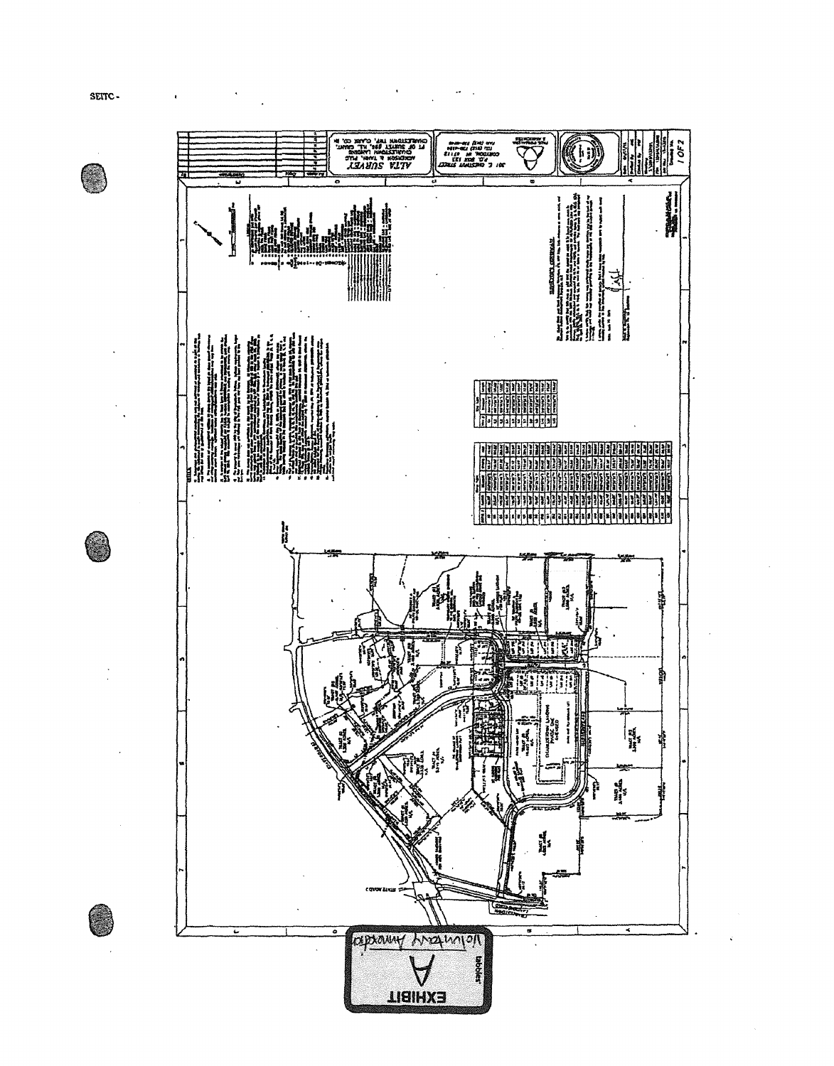SEITC -

**ALTA SURVEY**

ACKERSON & TARR, PLLC
CHARLESTOWN LANDING
PT OF SURVEY #95, I.L. GRANT,
CHARLESTOWN TWP., CLARK CO., IN

301 E. CHESTNUT STREET
P.O. BOX 133
CORYDON, IN 47112

SURVEYOR'S CERTIFICATE

STATE ROAD 3

CHARLESTOWN LANDING PHASE ONE

EXHIBIT

A

Voluntary Annexation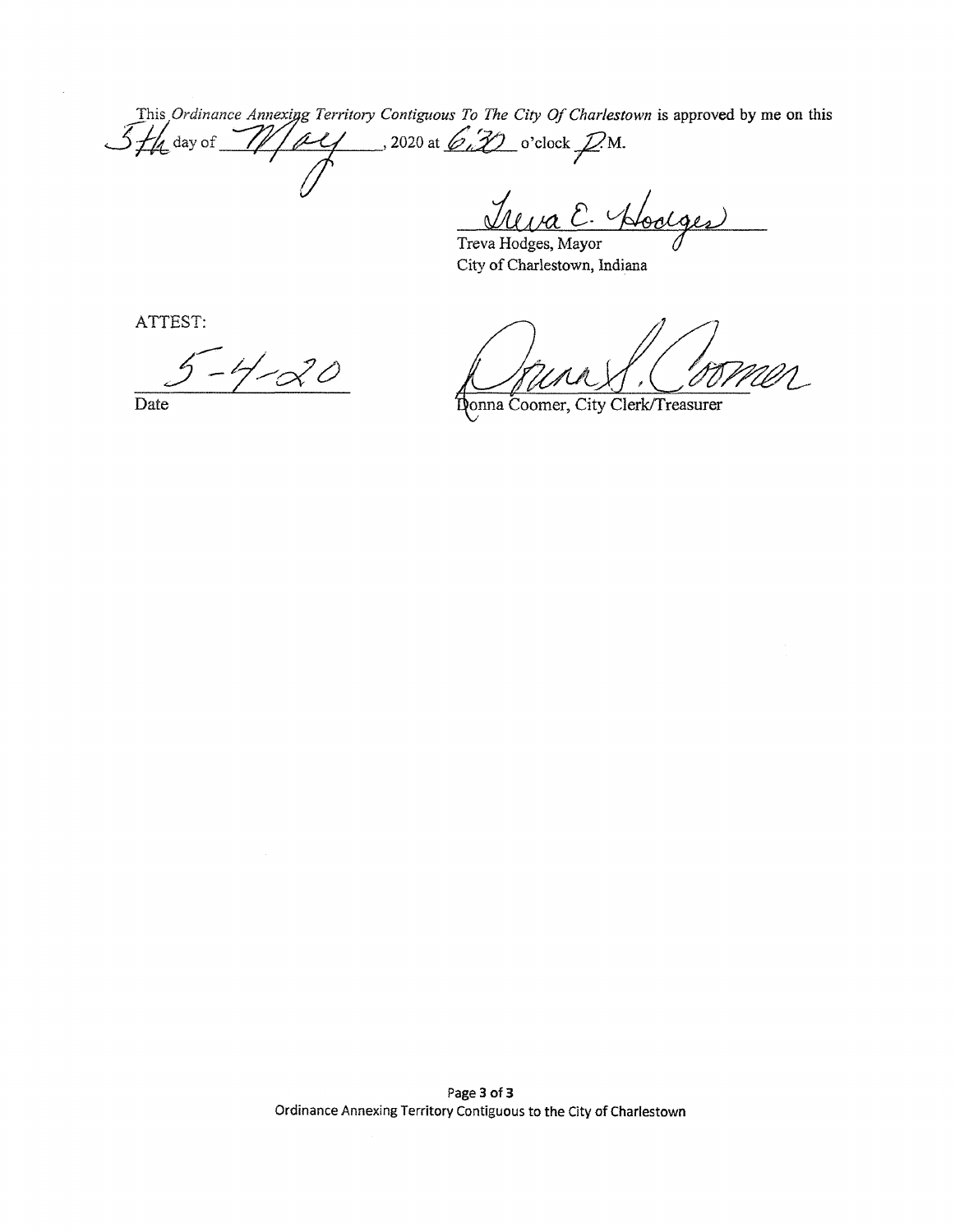This *Ordinance Annexing Territory Contiguous To The City Of Charlestown* is approved by me on this 5th day of May, 2020 at 6:30 o'clock P.M.

Treva E. Hodges

Treva Hodges, Mayor
City of Charlestown, Indiana

ATTEST:

5-4-20

Date

Donna S. Coomer

Donna Coomer, City Clerk/Treasurer

Ordinance Annexing Territory Contiguous to the City of Charlestown